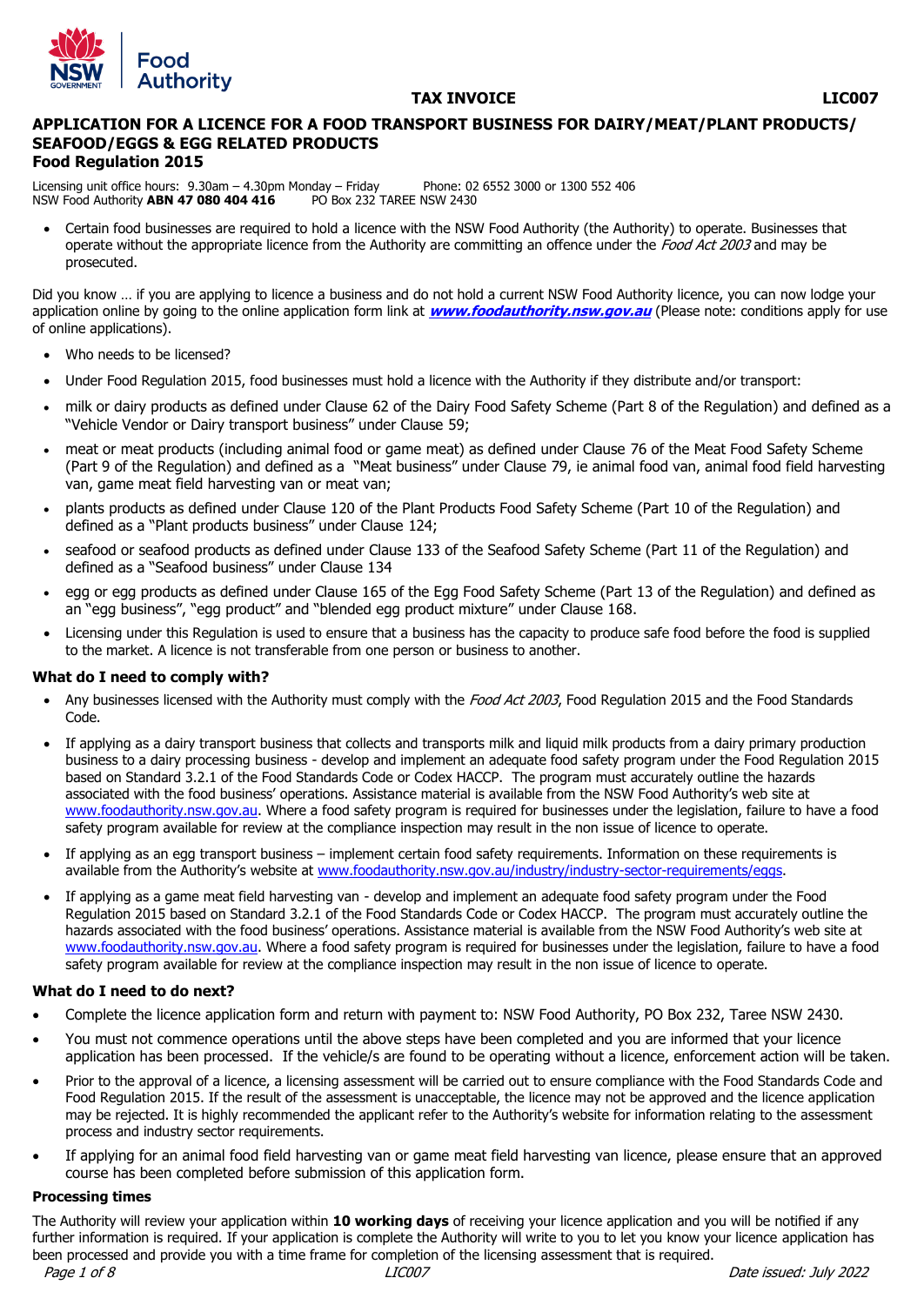Food Authority

**TAX INVOICE** **LIC007**

# APPLICATION FOR A LICENCE FOR A FOOD TRANSPORT BUSINESS FOR DAIRY/MEAT/PLANT PRODUCTS/ SEAFOOD/EGGS & EGG RELATED PRODUCTS

## Food Regulation 2015

Licensing unit office hours: 9.30am – 4.30pm Monday – Friday Phone: 02 6552 3000 or 1300 552 406
NSW Food Authority **ABN 47 080 404 416** PO Box 232 TAREE NSW 2430

- Certain food businesses are required to hold a licence with the NSW Food Authority (the Authority) to operate. Businesses that operate without the appropriate licence from the Authority are committing an offence under the *Food Act 2003* and may be prosecuted.

Did you know … if you are applying to licence a business and do not hold a current NSW Food Authority licence, you can now lodge your application online by going to the online application form link at ***www.foodauthority.nsw.gov.au*** (Please note: conditions apply for use of online applications).

- Who needs to be licensed?
- Under Food Regulation 2015, food businesses must hold a licence with the Authority if they distribute and/or transport:
- milk or dairy products as defined under Clause 62 of the Dairy Food Safety Scheme (Part 8 of the Regulation) and defined as a "Vehicle Vendor or Dairy transport business" under Clause 59;
- meat or meat products (including animal food or game meat) as defined under Clause 76 of the Meat Food Safety Scheme (Part 9 of the Regulation) and defined as a "Meat business" under Clause 79, ie animal food van, animal food field harvesting van, game meat field harvesting van or meat van;
- plants products as defined under Clause 120 of the Plant Products Food Safety Scheme (Part 10 of the Regulation) and defined as a "Plant products business" under Clause 124;
- seafood or seafood products as defined under Clause 133 of the Seafood Safety Scheme (Part 11 of the Regulation) and defined as a "Seafood business" under Clause 134
- egg or egg products as defined under Clause 165 of the Egg Food Safety Scheme (Part 13 of the Regulation) and defined as an "egg business", "egg product" and "blended egg product mixture" under Clause 168.
- Licensing under this Regulation is used to ensure that a business has the capacity to produce safe food before the food is supplied to the market. A licence is not transferable from one person or business to another.

### What do I need to comply with?

- Any businesses licensed with the Authority must comply with the *Food Act 2003*, Food Regulation 2015 and the Food Standards Code.
- If applying as a dairy transport business that collects and transports milk and liquid milk products from a dairy primary production business to a dairy processing business - develop and implement an adequate food safety program under the Food Regulation 2015 based on Standard 3.2.1 of the Food Standards Code or Codex HACCP. The program must accurately outline the hazards associated with the food business' operations. Assistance material is available from the NSW Food Authority's web site at www.foodauthority.nsw.gov.au. Where a food safety program is required for businesses under the legislation, failure to have a food safety program available for review at the compliance inspection may result in the non issue of licence to operate.
- If applying as an egg transport business – implement certain food safety requirements. Information on these requirements is available from the Authority's website at www.foodauthority.nsw.gov.au/industry/industry-sector-requirements/eggs.
- If applying as a game meat field harvesting van - develop and implement an adequate food safety program under the Food Regulation 2015 based on Standard 3.2.1 of the Food Standards Code or Codex HACCP. The program must accurately outline the hazards associated with the food business' operations. Assistance material is available from the NSW Food Authority's web site at www.foodauthority.nsw.gov.au. Where a food safety program is required for businesses under the legislation, failure to have a food safety program available for review at the compliance inspection may result in the non issue of licence to operate.

### What do I need to do next?

- Complete the licence application form and return with payment to: NSW Food Authority, PO Box 232, Taree NSW 2430.
- You must not commence operations until the above steps have been completed and you are informed that your licence application has been processed. If the vehicle/s are found to be operating without a licence, enforcement action will be taken.
- Prior to the approval of a licence, a licensing assessment will be carried out to ensure compliance with the Food Standards Code and Food Regulation 2015. If the result of the assessment is unacceptable, the licence may not be approved and the licence application may be rejected. It is highly recommended the applicant refer to the Authority's website for information relating to the assessment process and industry sector requirements.
- If applying for an animal food field harvesting van or game meat field harvesting van licence, please ensure that an approved course has been completed before submission of this application form.

### Processing times

The Authority will review your application within **10 working days** of receiving your licence application and you will be notified if any further information is required. If your application is complete the Authority will write to you to let you know your licence application has been processed and provide you with a time frame for completion of the licensing assessment that is required.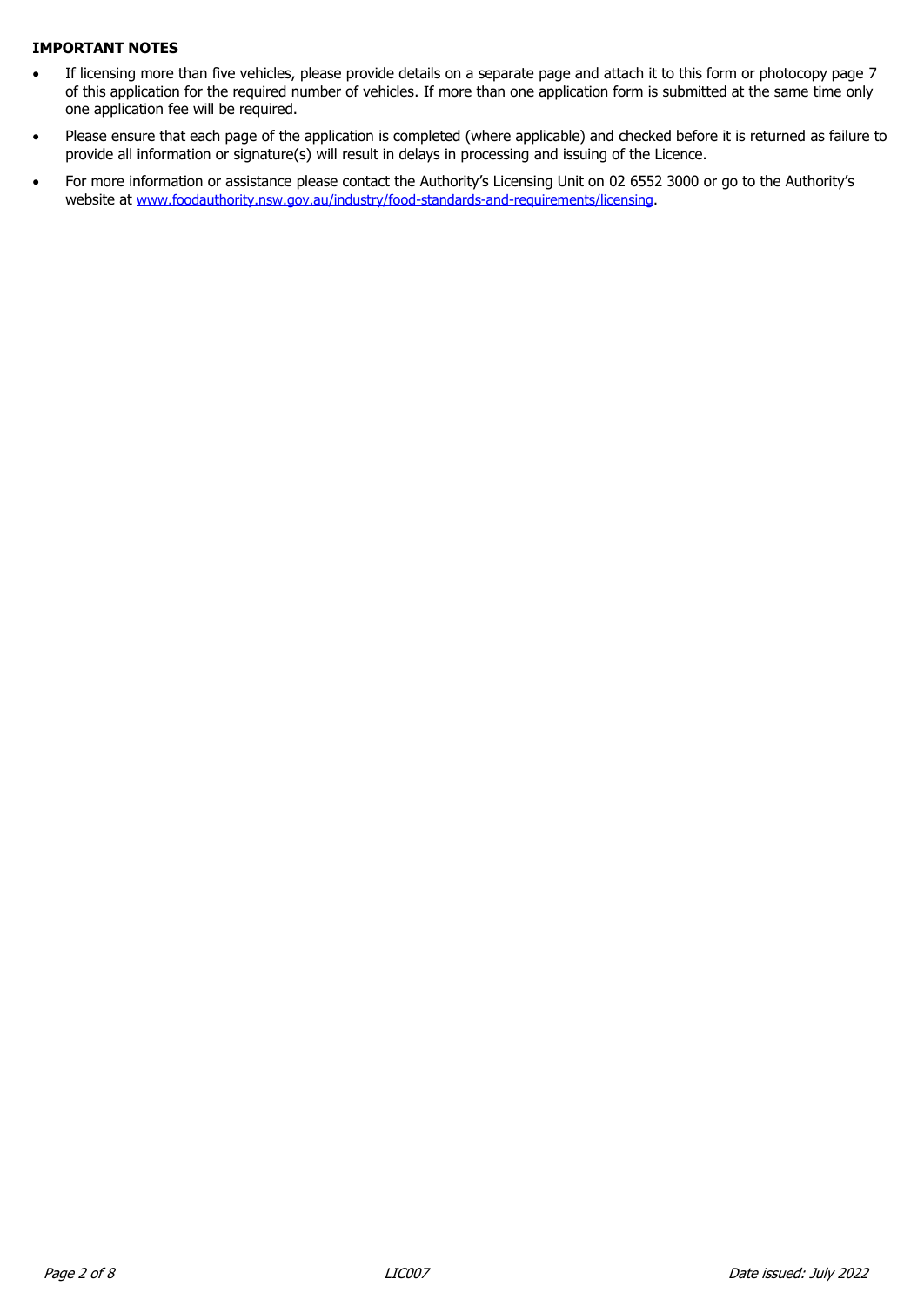**IMPORTANT NOTES**

- If licensing more than five vehicles, please provide details on a separate page and attach it to this form or photocopy page 7 of this application for the required number of vehicles. If more than one application form is submitted at the same time only one application fee will be required.
- Please ensure that each page of the application is completed (where applicable) and checked before it is returned as failure to provide all information or signature(s) will result in delays in processing and issuing of the Licence.
- For more information or assistance please contact the Authority's Licensing Unit on 02 6552 3000 or go to the Authority's website at [www.foodauthority.nsw.gov.au/industry/food-standards-and-requirements/licensing](http://www.foodauthority.nsw.gov.au/industry/food-standards-and-requirements/licensing).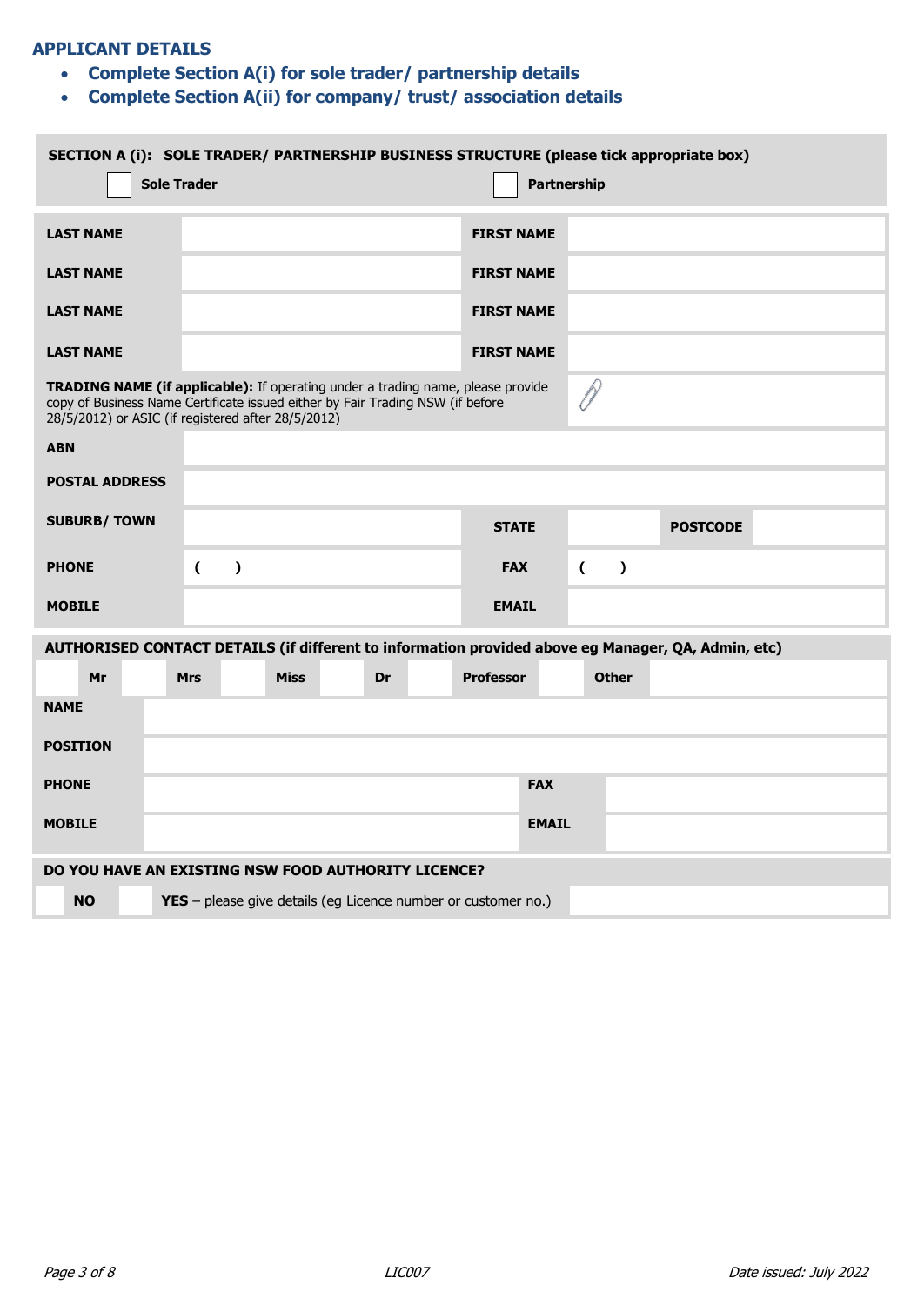## APPLICANT DETAILS

- **Complete Section A(i) for sole trader/ partnership details**
- **Complete Section A(ii) for company/ trust/ association details**

**SECTION A (i): SOLE TRADER/ PARTNERSHIP BUSINESS STRUCTURE (please tick appropriate box)**

☐ **Sole Trader** ☐ **Partnership**

| | | | | | |
|---|---|---|---|---|---|
| **LAST NAME** | | **FIRST NAME** | | | |
| **LAST NAME** | | **FIRST NAME** | | | |
| **LAST NAME** | | **FIRST NAME** | | | |
| **LAST NAME** | | **FIRST NAME** | | | |
| **TRADING NAME (if applicable):** If operating under a trading name, please provide copy of Business Name Certificate issued either by Fair Trading NSW (if before 28/5/2012) or ASIC (if registered after 28/5/2012) | | | | | |
| **ABN** | | | | | |
| **POSTAL ADDRESS** | | | | | |
| **SUBURB/ TOWN** | | **STATE** | | **POSTCODE** | |
| **PHONE** | ( ) | **FAX** | ( ) | | |
| **MOBILE** | | **EMAIL** | | | |

**AUTHORISED CONTACT DETAILS (if different to information provided above eg Manager, QA, Admin, etc)**

☐ **Mr** ☐ **Mrs** ☐ **Miss** ☐ **Dr** ☐ **Professor** ☐ **Other**

| | | | |
|---|---|---|---|
| **NAME** | | | |
| **POSITION** | | | |
| **PHONE** | | **FAX** | |
| **MOBILE** | | **EMAIL** | |

**DO YOU HAVE AN EXISTING NSW FOOD AUTHORITY LICENCE?**

☐ **NO** ☐ **YES** – please give details (eg Licence number or customer no.)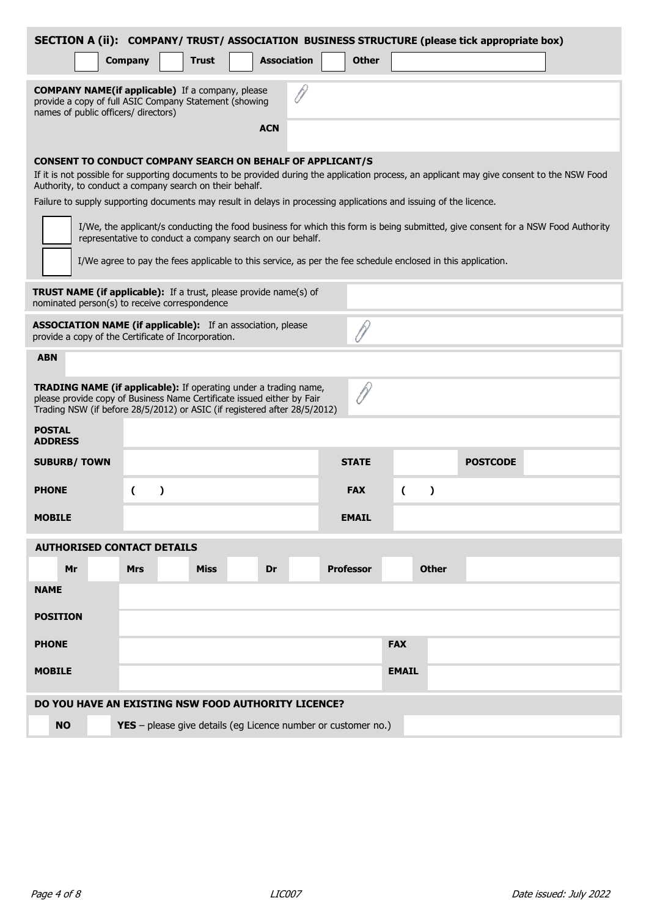## SECTION A (ii): COMPANY/ TRUST/ ASSOCIATION BUSINESS STRUCTURE (please tick appropriate box)

| | Company | | Trust | | Association | | Other | |
|---|---|---|---|---|---|---|---|---|

| | |
|---|---|
| **COMPANY NAME(if applicable)** If a company, please provide a copy of full ASIC Company Statement (showing names of public officers/ directors) | |
| **ACN** | |

**CONSENT TO CONDUCT COMPANY SEARCH ON BEHALF OF APPLICANT/S**

If it is not possible for supporting documents to be provided during the application process, an applicant may give consent to the NSW Food Authority, to conduct a company search on their behalf.

Failure to supply supporting documents may result in delays in processing applications and issuing of the licence.

☐ I/We, the applicant/s conducting the food business for which this form is being submitted, give consent for a NSW Food Authority representative to conduct a company search on our behalf.

☐ I/We agree to pay the fees applicable to this service, as per the fee schedule enclosed in this application.

| | |
|---|---|
| **TRUST NAME (if applicable):** If a trust, please provide name(s) of nominated person(s) to receive correspondence | |
| **ASSOCIATION NAME (if applicable):** If an association, please provide a copy of the Certificate of Incorporation. | |
| **ABN** | |
| **TRADING NAME (if applicable):** If operating under a trading name, please provide copy of Business Name Certificate issued either by Fair Trading NSW (if before 28/5/2012) or ASIC (if registered after 28/5/2012) | |

| | | | | | |
|---|---|---|---|---|---|
| **POSTAL ADDRESS** | | | | | |
| **SUBURB/ TOWN** | | **STATE** | | **POSTCODE** | |
| **PHONE** | ( ) | **FAX** | ( ) | | |
| **MOBILE** | | **EMAIL** | | | |

### AUTHORISED CONTACT DETAILS

| | Mr | | Mrs | | Miss | | Dr | | Professor | | Other | |
|---|---|---|---|---|---|---|---|---|---|---|---|---|

| | | | |
|---|---|---|---|
| **NAME** | | | |
| **POSITION** | | | |
| **PHONE** | | **FAX** | |
| **MOBILE** | | **EMAIL** | |

### DO YOU HAVE AN EXISTING NSW FOOD AUTHORITY LICENCE?

| | NO | | YES – please give details (eg Licence number or customer no.) | |
|---|---|---|---|---|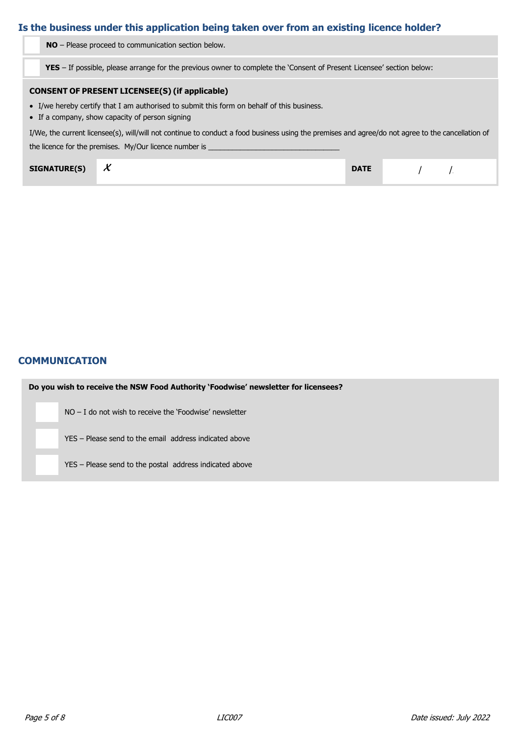## Is the business under this application being taken over from an existing licence holder?

☐ **NO** – Please proceed to communication section below.

☐ **YES** – If possible, please arrange for the previous owner to complete the 'Consent of Present Licensee' section below:

**CONSENT OF PRESENT LICENSEE(S) (if applicable)**

- I/we hereby certify that I am authorised to submit this form on behalf of this business.
- If a company, show capacity of person signing

I/We, the current licensee(s), will/will not continue to conduct a food business using the premises and agree/do not agree to the cancellation of the licence for the premises. My/Our licence number is ________________________________

| SIGNATURE(S) | X | DATE | / / |
|---|---|---|---|

## COMMUNICATION

**Do you wish to receive the NSW Food Authority 'Foodwise' newsletter for licensees?**

☐ NO – I do not wish to receive the 'Foodwise' newsletter

☐ YES – Please send to the email address indicated above

☐ YES – Please send to the postal address indicated above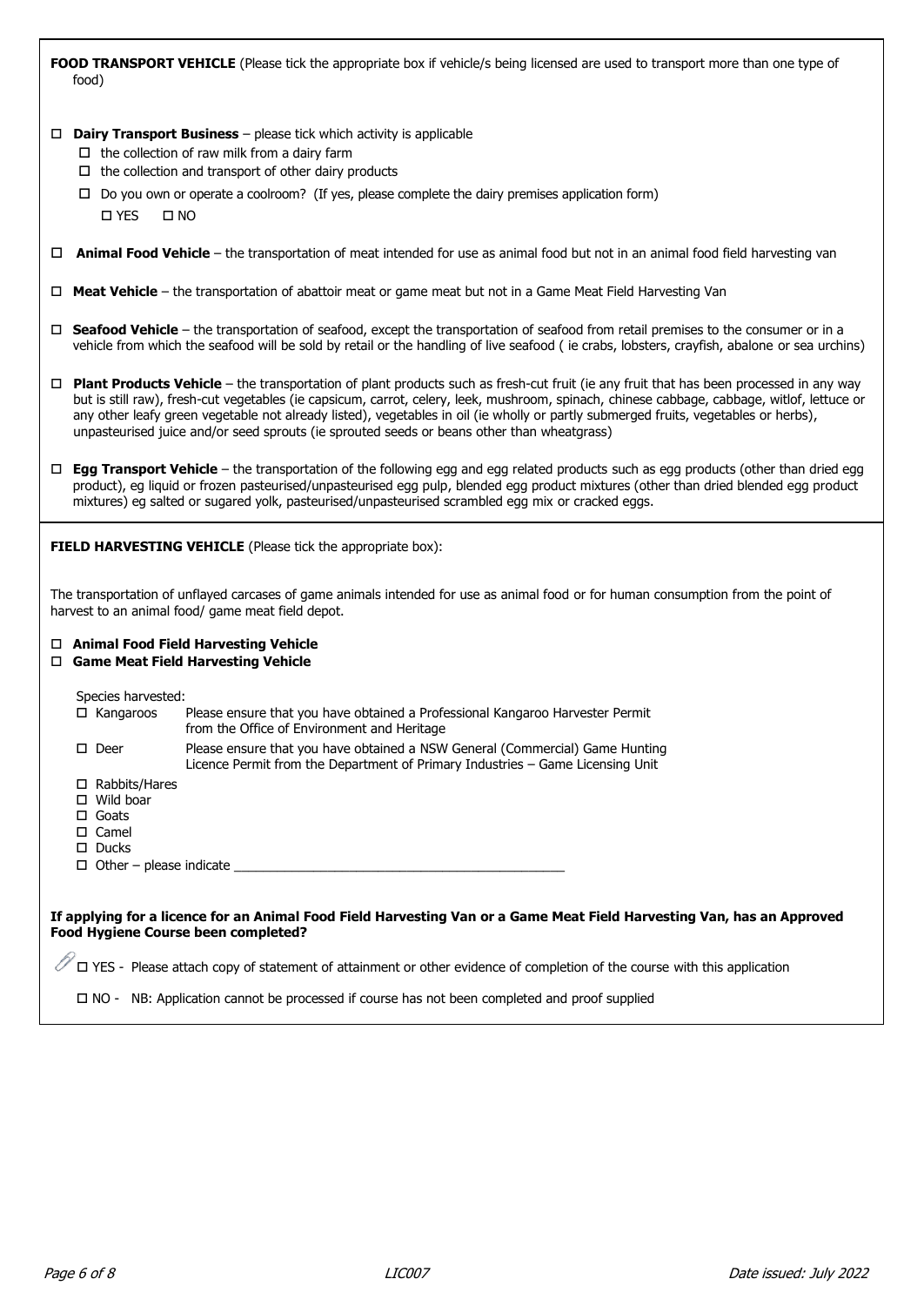**FOOD TRANSPORT VEHICLE** (Please tick the appropriate box if vehicle/s being licensed are used to transport more than one type of food)

- ☐ **Dairy Transport Business** – please tick which activity is applicable
  - ☐ the collection of raw milk from a dairy farm
  - ☐ the collection and transport of other dairy products
  - ☐ Do you own or operate a coolroom? (If yes, please complete the dairy premises application form)
    - ☐ YES ☐ NO
- ☐ **Animal Food Vehicle** – the transportation of meat intended for use as animal food but not in an animal food field harvesting van
- ☐ **Meat Vehicle** – the transportation of abattoir meat or game meat but not in a Game Meat Field Harvesting Van
- ☐ **Seafood Vehicle** – the transportation of seafood, except the transportation of seafood from retail premises to the consumer or in a vehicle from which the seafood will be sold by retail or the handling of live seafood ( ie crabs, lobsters, crayfish, abalone or sea urchins)
- ☐ **Plant Products Vehicle** – the transportation of plant products such as fresh-cut fruit (ie any fruit that has been processed in any way but is still raw), fresh-cut vegetables (ie capsicum, carrot, celery, leek, mushroom, spinach, chinese cabbage, cabbage, witlof, lettuce or any other leafy green vegetable not already listed), vegetables in oil (ie wholly or partly submerged fruits, vegetables or herbs), unpasteurised juice and/or seed sprouts (ie sprouted seeds or beans other than wheatgrass)
- ☐ **Egg Transport Vehicle** – the transportation of the following egg and egg related products such as egg products (other than dried egg product), eg liquid or frozen pasteurised/unpasteurised egg pulp, blended egg product mixtures (other than dried blended egg product mixtures) eg salted or sugared yolk, pasteurised/unpasteurised scrambled egg mix or cracked eggs.

**FIELD HARVESTING VEHICLE** (Please tick the appropriate box):

The transportation of unflayed carcases of game animals intended for use as animal food or for human consumption from the point of harvest to an animal food/ game meat field depot.

- ☐ **Animal Food Field Harvesting Vehicle**
- ☐ **Game Meat Field Harvesting Vehicle**

Species harvested:

- ☐ Kangaroos — Please ensure that you have obtained a Professional Kangaroo Harvester Permit from the Office of Environment and Heritage
- ☐ Deer — Please ensure that you have obtained a NSW General (Commercial) Game Hunting Licence Permit from the Department of Primary Industries – Game Licensing Unit
- ☐ Rabbits/Hares
- ☐ Wild boar
- ☐ Goats
- ☐ Camel
- ☐ Ducks
- ☐ Other – please indicate ______________________________

**If applying for a licence for an Animal Food Field Harvesting Van or a Game Meat Field Harvesting Van, has an Approved Food Hygiene Course been completed?**

☐ YES - Please attach copy of statement of attainment or other evidence of completion of the course with this application

☐ NO - NB: Application cannot be processed if course has not been completed and proof supplied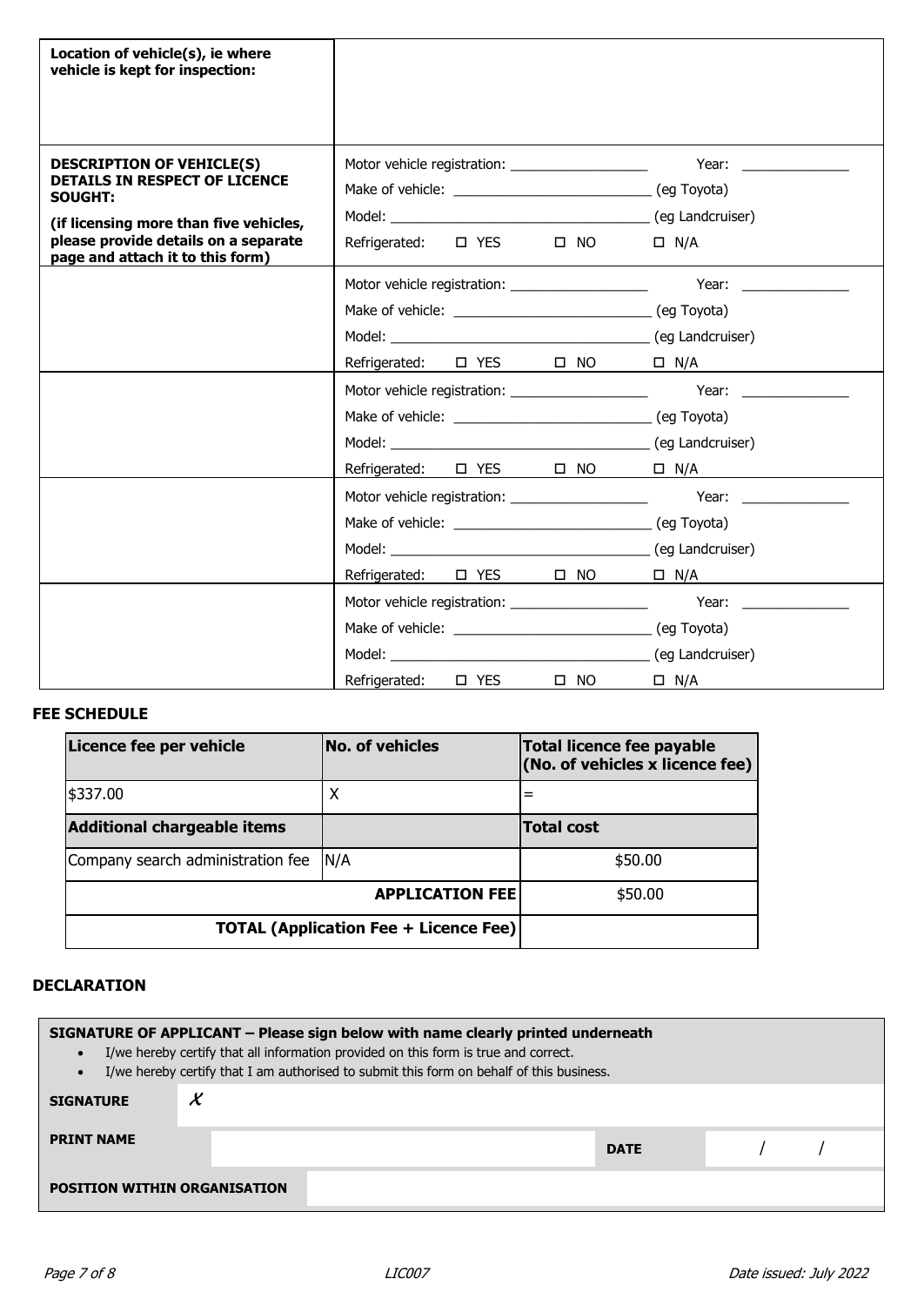| Location of vehicle(s), ie where vehicle is kept for inspection: | |
|---|---|
| **DESCRIPTION OF VEHICLE(S) DETAILS IN RESPECT OF LICENCE SOUGHT:**<br><br>**(if licensing more than five vehicles, please provide details on a separate page and attach it to this form)** | Motor vehicle registration: ___________________ Year: _______________<br>Make of vehicle: ___________________________ (eg Toyota)<br>Model: ___________________________________ (eg Landcruiser)<br>Refrigerated: ☐ YES ☐ NO ☐ N/A |
| | Motor vehicle registration: ___________________ Year: _______________<br>Make of vehicle: ___________________________ (eg Toyota)<br>Model: ___________________________________ (eg Landcruiser)<br>Refrigerated: ☐ YES ☐ NO ☐ N/A |
| | Motor vehicle registration: ___________________ Year: _______________<br>Make of vehicle: ___________________________ (eg Toyota)<br>Model: ___________________________________ (eg Landcruiser)<br>Refrigerated: ☐ YES ☐ NO ☐ N/A |
| | Motor vehicle registration: ___________________ Year: _______________<br>Make of vehicle: ___________________________ (eg Toyota)<br>Model: ___________________________________ (eg Landcruiser)<br>Refrigerated: ☐ YES ☐ NO ☐ N/A |
| | Motor vehicle registration: ___________________ Year: _______________<br>Make of vehicle: ___________________________ (eg Toyota)<br>Model: ___________________________________ (eg Landcruiser)<br>Refrigerated: ☐ YES ☐ NO ☐ N/A |

## FEE SCHEDULE

| Licence fee per vehicle | No. of vehicles | Total licence fee payable (No. of vehicles x licence fee) |
|---|---|---|
| $337.00 | X | = |
| **Additional chargeable items** | | **Total cost** |
| Company search administration fee | N/A | $50.00 |
| | **APPLICATION FEE** | $50.00 |
| | **TOTAL (Application Fee + Licence Fee)** | |

## DECLARATION

**SIGNATURE OF APPLICANT – Please sign below with name clearly printed underneath**

- I/we hereby certify that all information provided on this form is true and correct.
- I/we hereby certify that I am authorised to submit this form on behalf of this business.

| | | | |
|---|---|---|---|
| **SIGNATURE** | ✗ | | |
| **PRINT NAME** | | **DATE** | / / |
| **POSITION WITHIN ORGANISATION** | | | |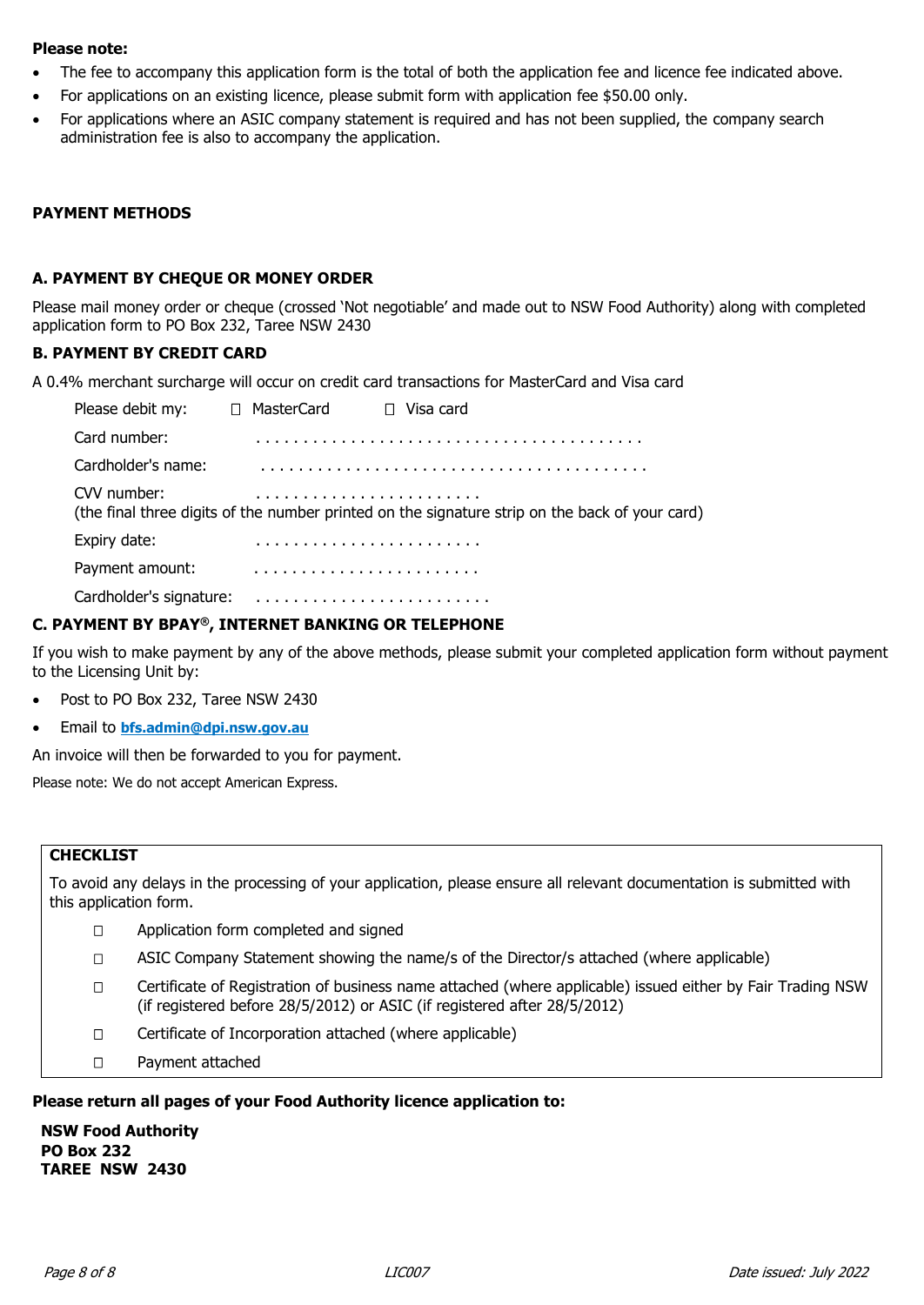**Please note:**

- The fee to accompany this application form is the total of both the application fee and licence fee indicated above.
- For applications on an existing licence, please submit form with application fee $50.00 only.
- For applications where an ASIC company statement is required and has not been supplied, the company search administration fee is also to accompany the application.

## PAYMENT METHODS

### A. PAYMENT BY CHEQUE OR MONEY ORDER

Please mail money order or cheque (crossed 'Not negotiable' and made out to NSW Food Authority) along with completed application form to PO Box 232, Taree NSW 2430

### B. PAYMENT BY CREDIT CARD

A 0.4% merchant surcharge will occur on credit card transactions for MasterCard and Visa card

Please debit my: ☐ MasterCard ☐ Visa card

Card number: . . . . . . . . . . . . . . . . . . . . . . . . . . . . . . . . . . . . . . .

Cardholder's name: . . . . . . . . . . . . . . . . . . . . . . . . . . . . . . . . . . . . . . .

CVV number: . . . . . . . . . . . . . . . . . . . . . . . .
(the final three digits of the number printed on the signature strip on the back of your card)

Expiry date: . . . . . . . . . . . . . . . . . . . . . . . .

Payment amount: . . . . . . . . . . . . . . . . . . . . . . . .

Cardholder's signature: . . . . . . . . . . . . . . . . . . . . . . . .

### C. PAYMENT BY BPAY®, INTERNET BANKING OR TELEPHONE

If you wish to make payment by any of the above methods, please submit your completed application form without payment to the Licensing Unit by:

- Post to PO Box 232, Taree NSW 2430
- Email to **bfs.admin@dpi.nsw.gov.au**

An invoice will then be forwarded to you for payment.

Please note: We do not accept American Express.

**CHECKLIST**

To avoid any delays in the processing of your application, please ensure all relevant documentation is submitted with this application form.

- ☐ Application form completed and signed
- ☐ ASIC Company Statement showing the name/s of the Director/s attached (where applicable)
- ☐ Certificate of Registration of business name attached (where applicable) issued either by Fair Trading NSW (if registered before 28/5/2012) or ASIC (if registered after 28/5/2012)
- ☐ Certificate of Incorporation attached (where applicable)
- ☐ Payment attached

**Please return all pages of your Food Authority licence application to:**

**NSW Food Authority**
**PO Box 232**
**TAREE NSW 2430**